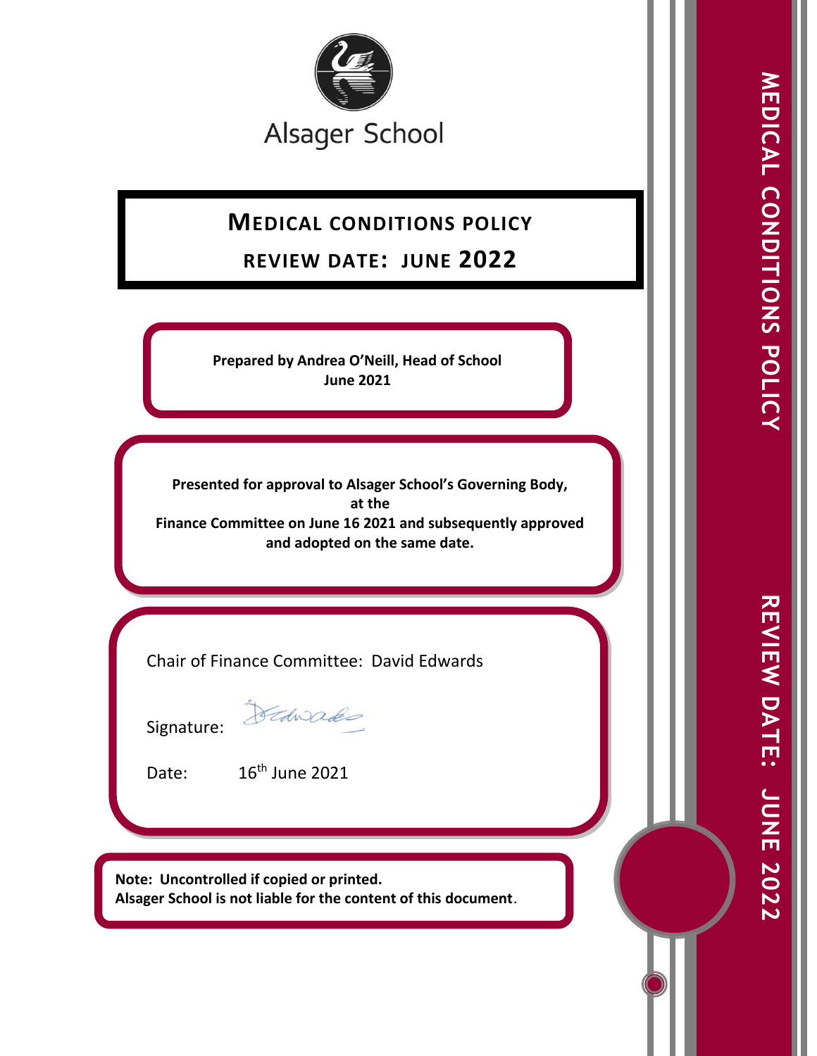Alsager School

# MEDICAL CONDITIONS POLICY

## REVIEW DATE: JUNE 2022

**Prepared by Andrea O'Neill, Head of School**
**June 2021**

**Presented for approval to Alsager School's Governing Body, at the Finance Committee on June 16 2021 and subsequently approved and adopted on the same date.**

Chair of Finance Committee: David Edwards

Signature: D Edwards

Date: 16th June 2021

**Note: Uncontrolled if copied or printed.**
**Alsager School is not liable for the content of this document.**

MEDICAL CONDITIONS POLICY

REVIEW DATE: JUNE 2022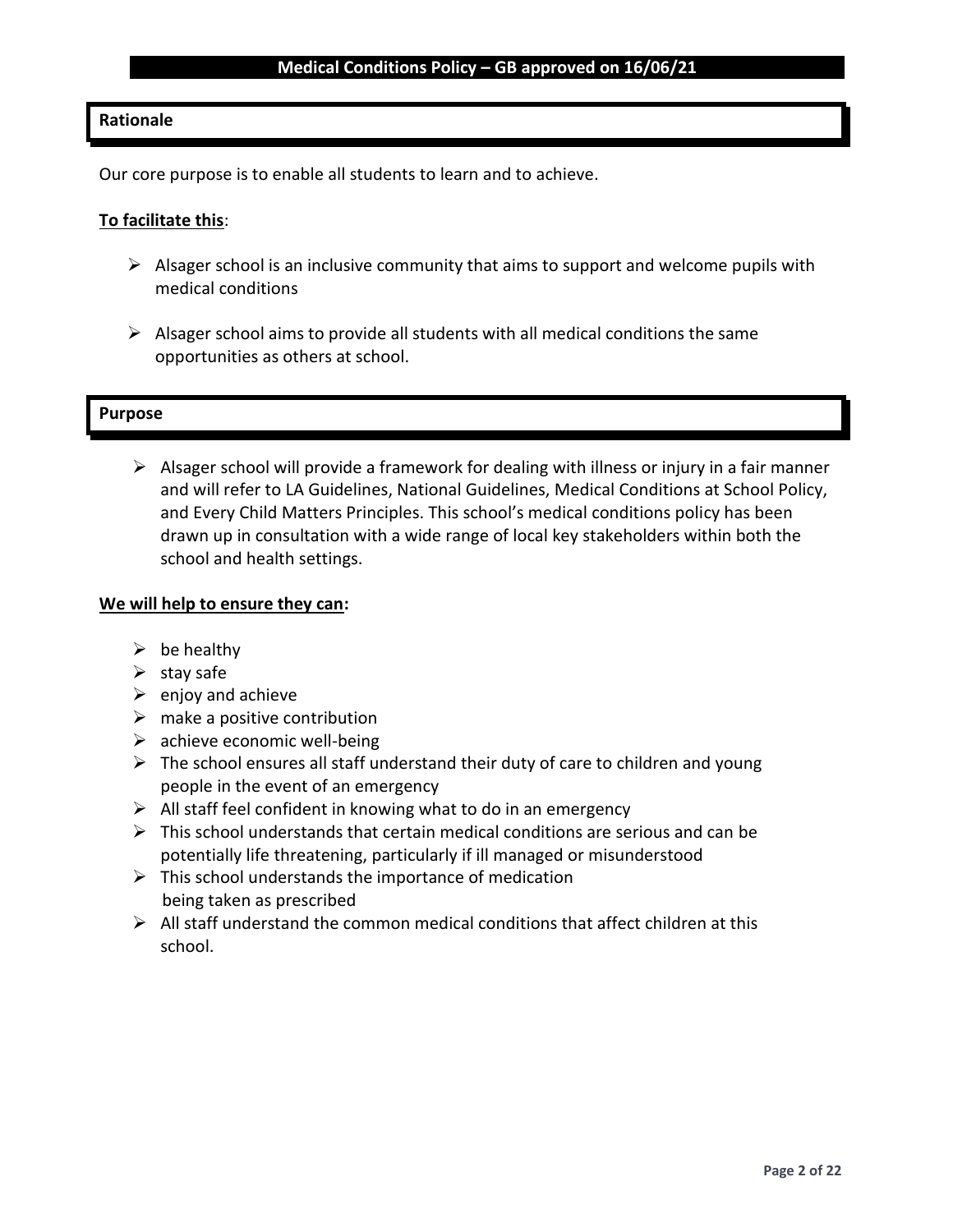**Medical Conditions Policy – GB approved on 16/06/21**

## Rationale

Our core purpose is to enable all students to learn and to achieve.

**To facilitate this**:

- Alsager school is an inclusive community that aims to support and welcome pupils with medical conditions
- Alsager school aims to provide all students with all medical conditions the same opportunities as others at school.

## Purpose

- Alsager school will provide a framework for dealing with illness or injury in a fair manner and will refer to LA Guidelines, National Guidelines, Medical Conditions at School Policy, and Every Child Matters Principles. This school's medical conditions policy has been drawn up in consultation with a wide range of local key stakeholders within both the school and health settings.

**We will help to ensure they can:**

- be healthy
- stay safe
- enjoy and achieve
- make a positive contribution
- achieve economic well-being
- The school ensures all staff understand their duty of care to children and young people in the event of an emergency
- All staff feel confident in knowing what to do in an emergency
- This school understands that certain medical conditions are serious and can be potentially life threatening, particularly if ill managed or misunderstood
- This school understands the importance of medication being taken as prescribed
- All staff understand the common medical conditions that affect children at this school.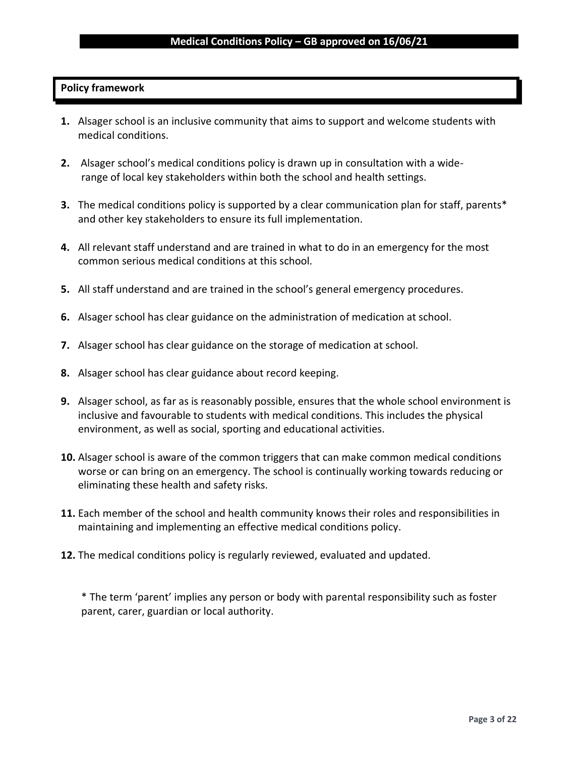## Policy framework

1. Alsager school is an inclusive community that aims to support and welcome students with medical conditions.

2. Alsager school's medical conditions policy is drawn up in consultation with a wide-range of local key stakeholders within both the school and health settings.

3. The medical conditions policy is supported by a clear communication plan for staff, parents* and other key stakeholders to ensure its full implementation.

4. All relevant staff understand and are trained in what to do in an emergency for the most common serious medical conditions at this school.

5. All staff understand and are trained in the school's general emergency procedures.

6. Alsager school has clear guidance on the administration of medication at school.

7. Alsager school has clear guidance on the storage of medication at school.

8. Alsager school has clear guidance about record keeping.

9. Alsager school, as far as is reasonably possible, ensures that the whole school environment is inclusive and favourable to students with medical conditions. This includes the physical environment, as well as social, sporting and educational activities.

10. Alsager school is aware of the common triggers that can make common medical conditions worse or can bring on an emergency. The school is continually working towards reducing or eliminating these health and safety risks.

11. Each member of the school and health community knows their roles and responsibilities in maintaining and implementing an effective medical conditions policy.

12. The medical conditions policy is regularly reviewed, evaluated and updated.

* The term 'parent' implies any person or body with parental responsibility such as foster parent, carer, guardian or local authority.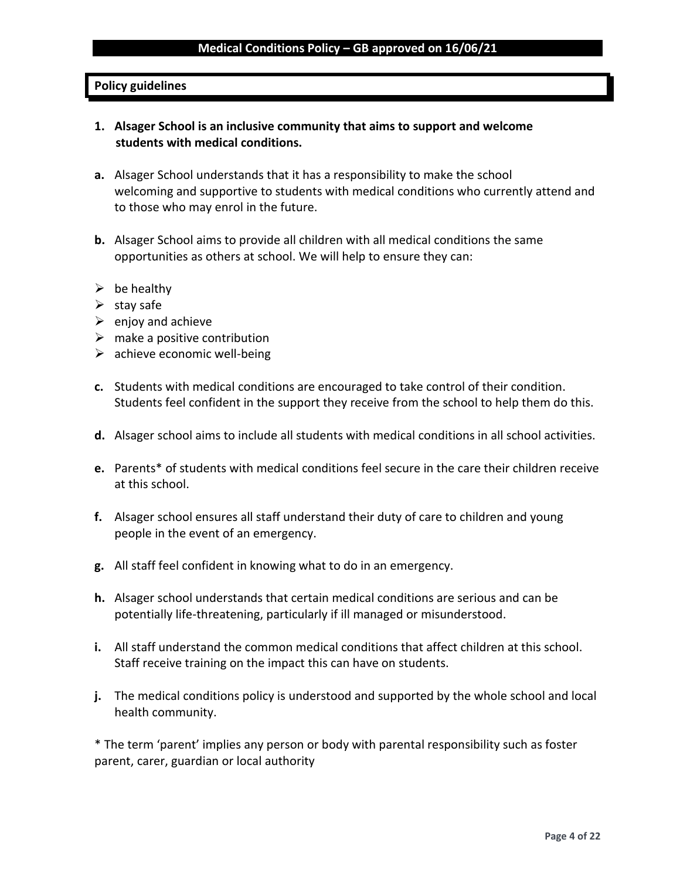## Policy guidelines

**1. Alsager School is an inclusive community that aims to support and welcome students with medical conditions.**

**a.** Alsager School understands that it has a responsibility to make the school welcoming and supportive to students with medical conditions who currently attend and to those who may enrol in the future.

**b.** Alsager School aims to provide all children with all medical conditions the same opportunities as others at school. We will help to ensure they can:

- be healthy
- stay safe
- enjoy and achieve
- make a positive contribution
- achieve economic well-being

**c.** Students with medical conditions are encouraged to take control of their condition. Students feel confident in the support they receive from the school to help them do this.

**d.** Alsager school aims to include all students with medical conditions in all school activities.

**e.** Parents* of students with medical conditions feel secure in the care their children receive at this school.

**f.** Alsager school ensures all staff understand their duty of care to children and young people in the event of an emergency.

**g.** All staff feel confident in knowing what to do in an emergency.

**h.** Alsager school understands that certain medical conditions are serious and can be potentially life-threatening, particularly if ill managed or misunderstood.

**i.** All staff understand the common medical conditions that affect children at this school. Staff receive training on the impact this can have on students.

**j.** The medical conditions policy is understood and supported by the whole school and local health community.

* The term 'parent' implies any person or body with parental responsibility such as foster parent, carer, guardian or local authority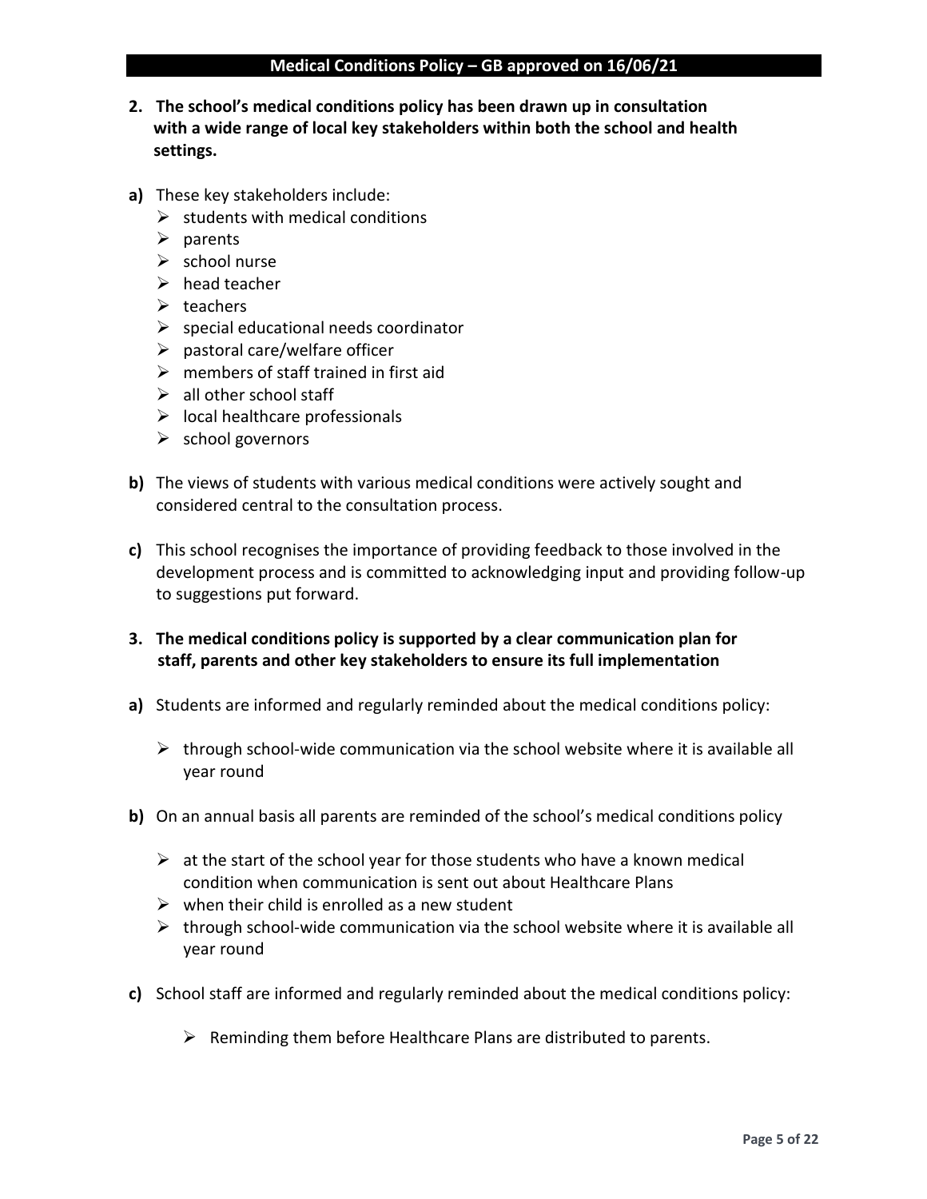**2. The school's medical conditions policy has been drawn up in consultation with a wide range of local key stakeholders within both the school and health settings.**

**a)** These key stakeholders include:

- students with medical conditions
- parents
- school nurse
- head teacher
- teachers
- special educational needs coordinator
- pastoral care/welfare officer
- members of staff trained in first aid
- all other school staff
- local healthcare professionals
- school governors

**b)** The views of students with various medical conditions were actively sought and considered central to the consultation process.

**c)** This school recognises the importance of providing feedback to those involved in the development process and is committed to acknowledging input and providing follow-up to suggestions put forward.

**3. The medical conditions policy is supported by a clear communication plan for staff, parents and other key stakeholders to ensure its full implementation**

**a)** Students are informed and regularly reminded about the medical conditions policy:

- through school-wide communication via the school website where it is available all year round

**b)** On an annual basis all parents are reminded of the school's medical conditions policy

- at the start of the school year for those students who have a known medical condition when communication is sent out about Healthcare Plans
- when their child is enrolled as a new student
- through school-wide communication via the school website where it is available all year round

**c)** School staff are informed and regularly reminded about the medical conditions policy:

- Reminding them before Healthcare Plans are distributed to parents.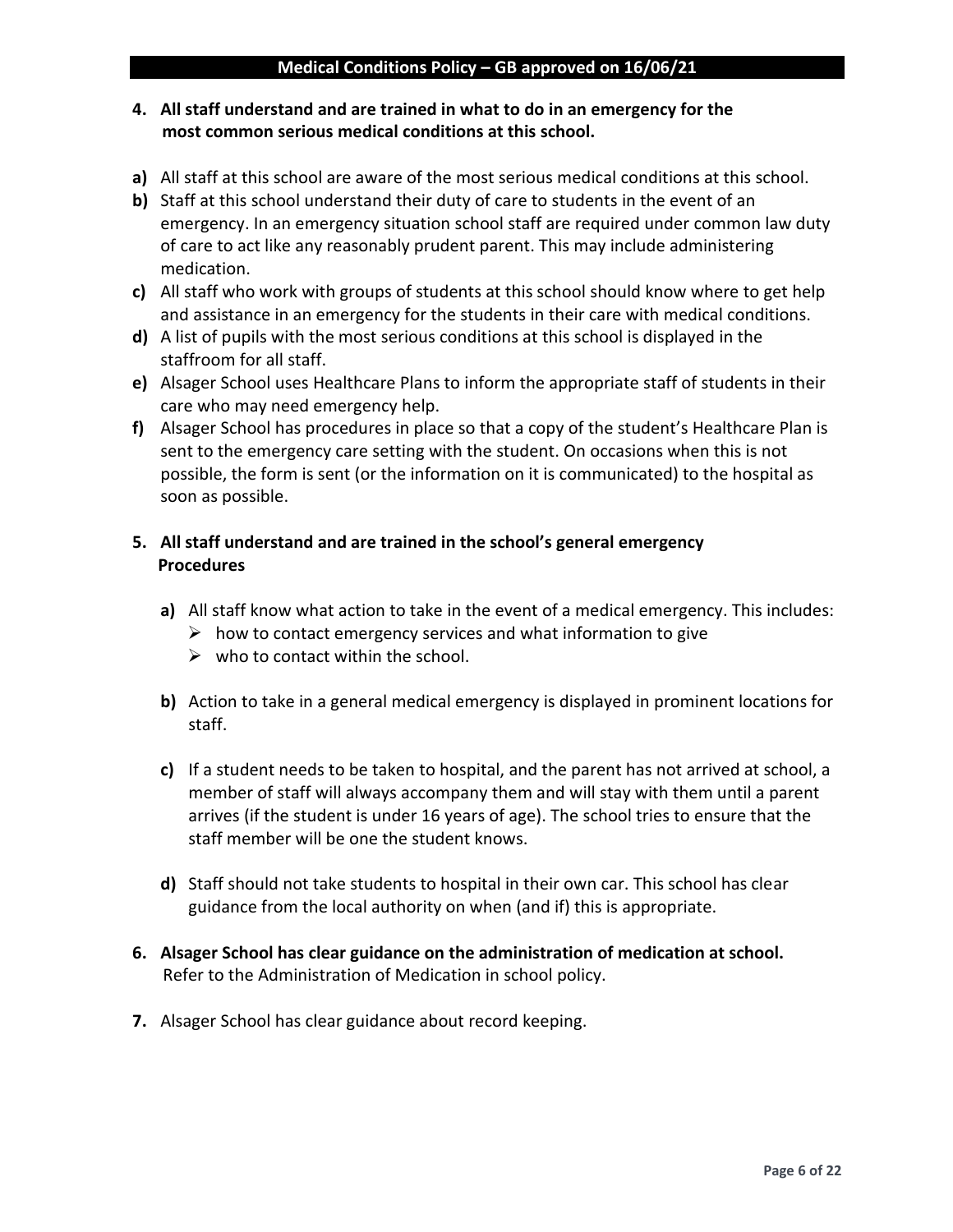**4. All staff understand and are trained in what to do in an emergency for the most common serious medical conditions at this school.**

**a)** All staff at this school are aware of the most serious medical conditions at this school.

**b)** Staff at this school understand their duty of care to students in the event of an emergency. In an emergency situation school staff are required under common law duty of care to act like any reasonably prudent parent. This may include administering medication.

**c)** All staff who work with groups of students at this school should know where to get help and assistance in an emergency for the students in their care with medical conditions.

**d)** A list of pupils with the most serious conditions at this school is displayed in the staffroom for all staff.

**e)** Alsager School uses Healthcare Plans to inform the appropriate staff of students in their care who may need emergency help.

**f)** Alsager School has procedures in place so that a copy of the student's Healthcare Plan is sent to the emergency care setting with the student. On occasions when this is not possible, the form is sent (or the information on it is communicated) to the hospital as soon as possible.

**5. All staff understand and are trained in the school's general emergency Procedures**

**a)** All staff know what action to take in the event of a medical emergency. This includes:

- how to contact emergency services and what information to give
- who to contact within the school.

**b)** Action to take in a general medical emergency is displayed in prominent locations for staff.

**c)** If a student needs to be taken to hospital, and the parent has not arrived at school, a member of staff will always accompany them and will stay with them until a parent arrives (if the student is under 16 years of age). The school tries to ensure that the staff member will be one the student knows.

**d)** Staff should not take students to hospital in their own car. This school has clear guidance from the local authority on when (and if) this is appropriate.

**6. Alsager School has clear guidance on the administration of medication at school.**
Refer to the Administration of Medication in school policy.

**7.** Alsager School has clear guidance about record keeping.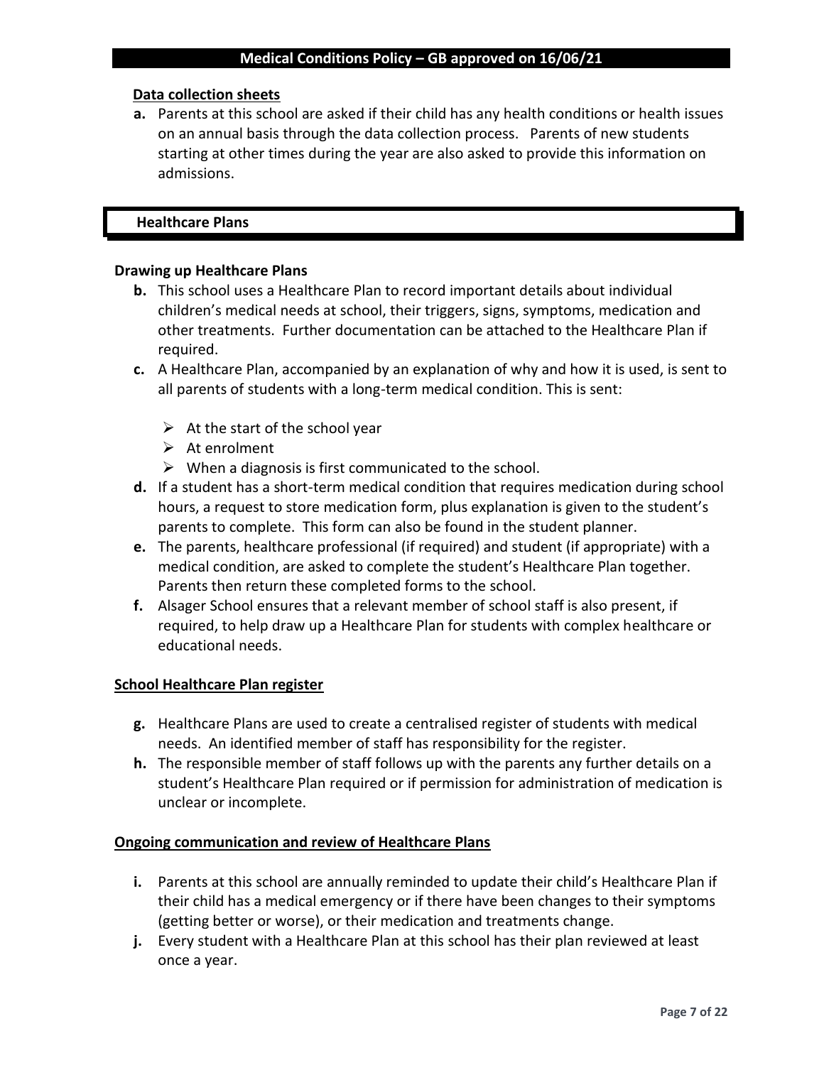**Data collection sheets**

**a.** Parents at this school are asked if their child has any health conditions or health issues on an annual basis through the data collection process. Parents of new students starting at other times during the year are also asked to provide this information on admissions.

## Healthcare Plans

**Drawing up Healthcare Plans**

**b.** This school uses a Healthcare Plan to record important details about individual children's medical needs at school, their triggers, signs, symptoms, medication and other treatments. Further documentation can be attached to the Healthcare Plan if required.

**c.** A Healthcare Plan, accompanied by an explanation of why and how it is used, is sent to all parents of students with a long-term medical condition. This is sent:

- At the start of the school year
- At enrolment
- When a diagnosis is first communicated to the school.

**d.** If a student has a short-term medical condition that requires medication during school hours, a request to store medication form, plus explanation is given to the student's parents to complete. This form can also be found in the student planner.

**e.** The parents, healthcare professional (if required) and student (if appropriate) with a medical condition, are asked to complete the student's Healthcare Plan together. Parents then return these completed forms to the school.

**f.** Alsager School ensures that a relevant member of school staff is also present, if required, to help draw up a Healthcare Plan for students with complex healthcare or educational needs.

**School Healthcare Plan register**

**g.** Healthcare Plans are used to create a centralised register of students with medical needs. An identified member of staff has responsibility for the register.

**h.** The responsible member of staff follows up with the parents any further details on a student's Healthcare Plan required or if permission for administration of medication is unclear or incomplete.

**Ongoing communication and review of Healthcare Plans**

**i.** Parents at this school are annually reminded to update their child's Healthcare Plan if their child has a medical emergency or if there have been changes to their symptoms (getting better or worse), or their medication and treatments change.

**j.** Every student with a Healthcare Plan at this school has their plan reviewed at least once a year.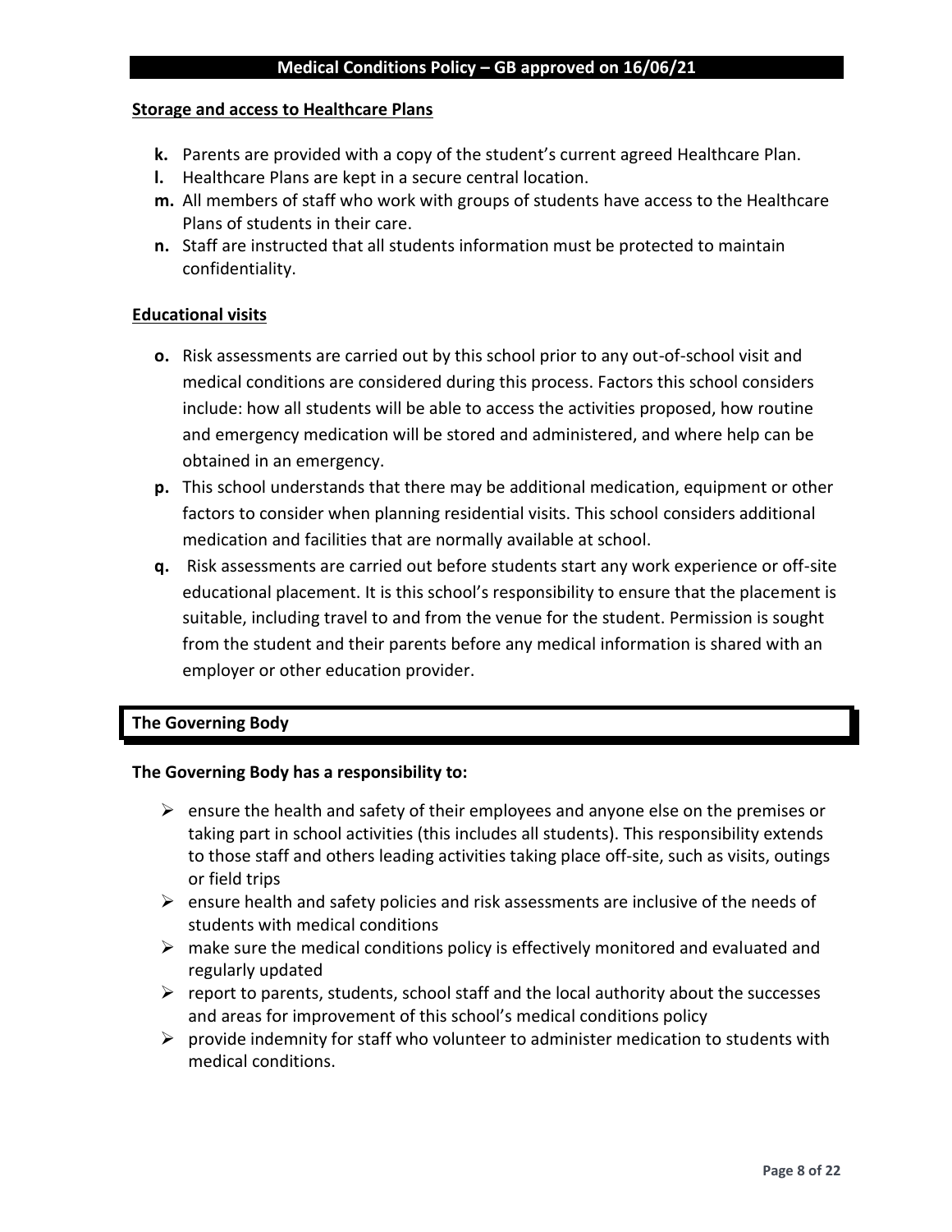**Storage and access to Healthcare Plans**

- **k.** Parents are provided with a copy of the student's current agreed Healthcare Plan.
- **l.** Healthcare Plans are kept in a secure central location.
- **m.** All members of staff who work with groups of students have access to the Healthcare Plans of students in their care.
- **n.** Staff are instructed that all students information must be protected to maintain confidentiality.

**Educational visits**

- **o.** Risk assessments are carried out by this school prior to any out-of-school visit and medical conditions are considered during this process. Factors this school considers include: how all students will be able to access the activities proposed, how routine and emergency medication will be stored and administered, and where help can be obtained in an emergency.
- **p.** This school understands that there may be additional medication, equipment or other factors to consider when planning residential visits. This school considers additional medication and facilities that are normally available at school.
- **q.** Risk assessments are carried out before students start any work experience or off-site educational placement. It is this school's responsibility to ensure that the placement is suitable, including travel to and from the venue for the student. Permission is sought from the student and their parents before any medical information is shared with an employer or other education provider.

## The Governing Body

**The Governing Body has a responsibility to:**

- ensure the health and safety of their employees and anyone else on the premises or taking part in school activities (this includes all students). This responsibility extends to those staff and others leading activities taking place off-site, such as visits, outings or field trips
- ensure health and safety policies and risk assessments are inclusive of the needs of students with medical conditions
- make sure the medical conditions policy is effectively monitored and evaluated and regularly updated
- report to parents, students, school staff and the local authority about the successes and areas for improvement of this school's medical conditions policy
- provide indemnity for staff who volunteer to administer medication to students with medical conditions.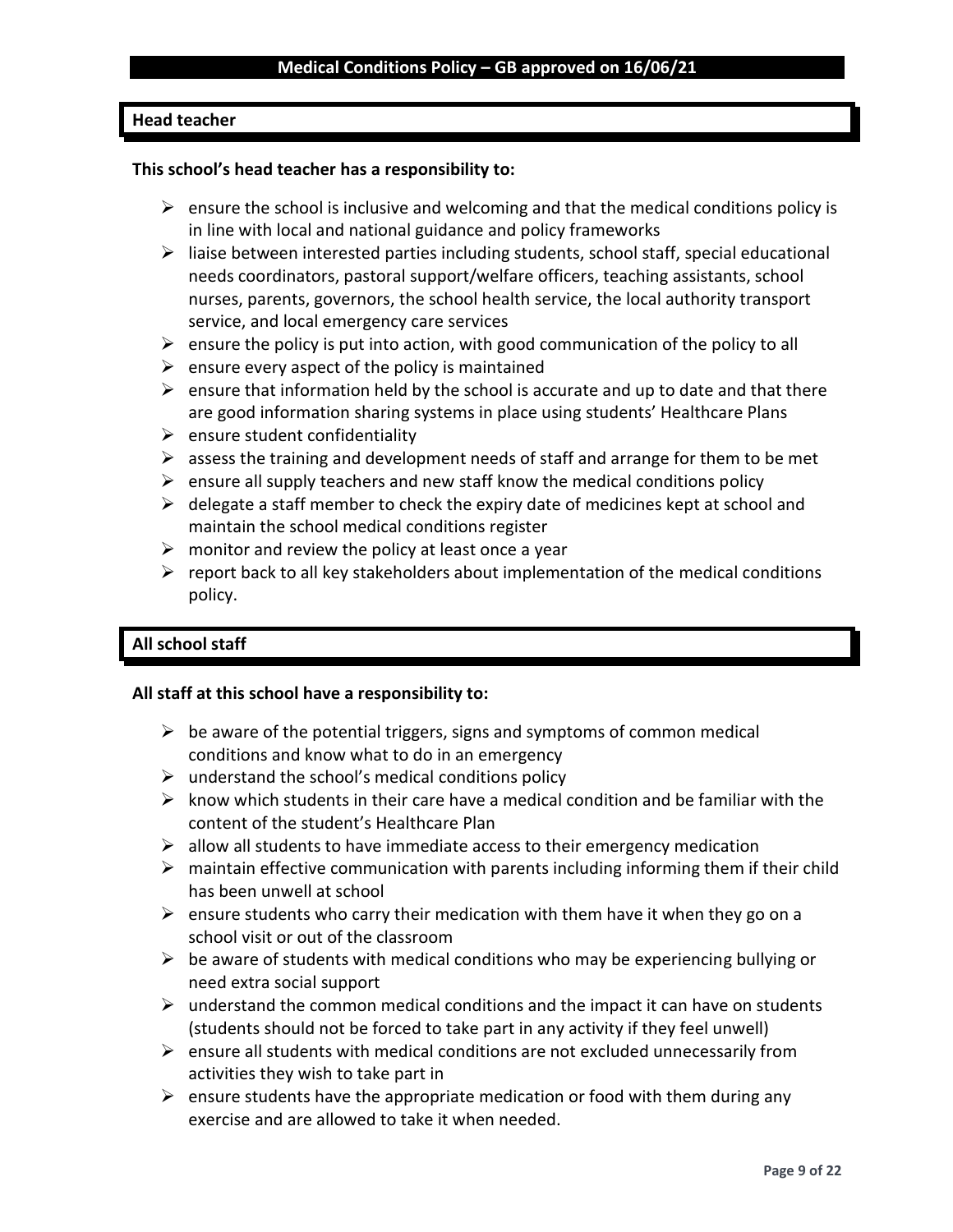## Head teacher

**This school's head teacher has a responsibility to:**

- ensure the school is inclusive and welcoming and that the medical conditions policy is in line with local and national guidance and policy frameworks
- liaise between interested parties including students, school staff, special educational needs coordinators, pastoral support/welfare officers, teaching assistants, school nurses, parents, governors, the school health service, the local authority transport service, and local emergency care services
- ensure the policy is put into action, with good communication of the policy to all
- ensure every aspect of the policy is maintained
- ensure that information held by the school is accurate and up to date and that there are good information sharing systems in place using students' Healthcare Plans
- ensure student confidentiality
- assess the training and development needs of staff and arrange for them to be met
- ensure all supply teachers and new staff know the medical conditions policy
- delegate a staff member to check the expiry date of medicines kept at school and maintain the school medical conditions register
- monitor and review the policy at least once a year
- report back to all key stakeholders about implementation of the medical conditions policy.

## All school staff

**All staff at this school have a responsibility to:**

- be aware of the potential triggers, signs and symptoms of common medical conditions and know what to do in an emergency
- understand the school's medical conditions policy
- know which students in their care have a medical condition and be familiar with the content of the student's Healthcare Plan
- allow all students to have immediate access to their emergency medication
- maintain effective communication with parents including informing them if their child has been unwell at school
- ensure students who carry their medication with them have it when they go on a school visit or out of the classroom
- be aware of students with medical conditions who may be experiencing bullying or need extra social support
- understand the common medical conditions and the impact it can have on students (students should not be forced to take part in any activity if they feel unwell)
- ensure all students with medical conditions are not excluded unnecessarily from activities they wish to take part in
- ensure students have the appropriate medication or food with them during any exercise and are allowed to take it when needed.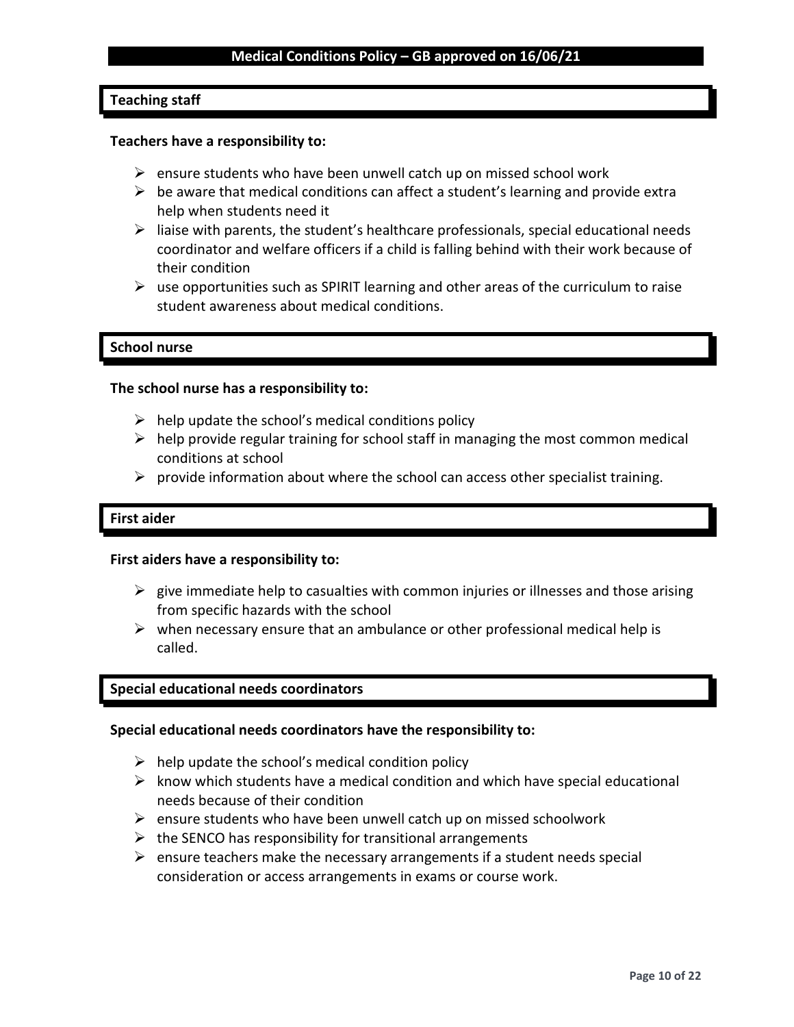## Teaching staff

**Teachers have a responsibility to:**

- ensure students who have been unwell catch up on missed school work
- be aware that medical conditions can affect a student's learning and provide extra help when students need it
- liaise with parents, the student's healthcare professionals, special educational needs coordinator and welfare officers if a child is falling behind with their work because of their condition
- use opportunities such as SPIRIT learning and other areas of the curriculum to raise student awareness about medical conditions.

## School nurse

**The school nurse has a responsibility to:**

- help update the school's medical conditions policy
- help provide regular training for school staff in managing the most common medical conditions at school
- provide information about where the school can access other specialist training.

## First aider

**First aiders have a responsibility to:**

- give immediate help to casualties with common injuries or illnesses and those arising from specific hazards with the school
- when necessary ensure that an ambulance or other professional medical help is called.

## Special educational needs coordinators

**Special educational needs coordinators have the responsibility to:**

- help update the school's medical condition policy
- know which students have a medical condition and which have special educational needs because of their condition
- ensure students who have been unwell catch up on missed schoolwork
- the SENCO has responsibility for transitional arrangements
- ensure teachers make the necessary arrangements if a student needs special consideration or access arrangements in exams or course work.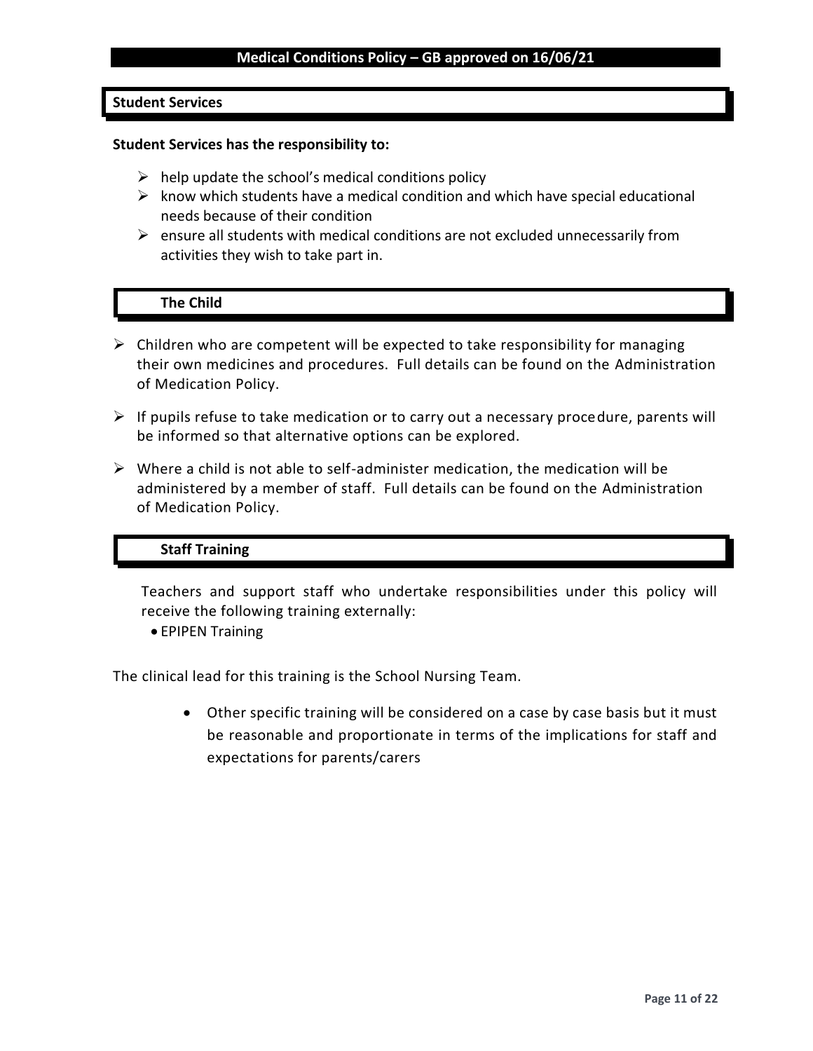## Student Services

**Student Services has the responsibility to:**

- help update the school's medical conditions policy
- know which students have a medical condition and which have special educational needs because of their condition
- ensure all students with medical conditions are not excluded unnecessarily from activities they wish to take part in.

## The Child

- Children who are competent will be expected to take responsibility for managing their own medicines and procedures. Full details can be found on the Administration of Medication Policy.
- If pupils refuse to take medication or to carry out a necessary procedure, parents will be informed so that alternative options can be explored.
- Where a child is not able to self-administer medication, the medication will be administered by a member of staff. Full details can be found on the Administration of Medication Policy.

## Staff Training

Teachers and support staff who undertake responsibilities under this policy will receive the following training externally:

- EPIPEN Training

The clinical lead for this training is the School Nursing Team.

- Other specific training will be considered on a case by case basis but it must be reasonable and proportionate in terms of the implications for staff and expectations for parents/carers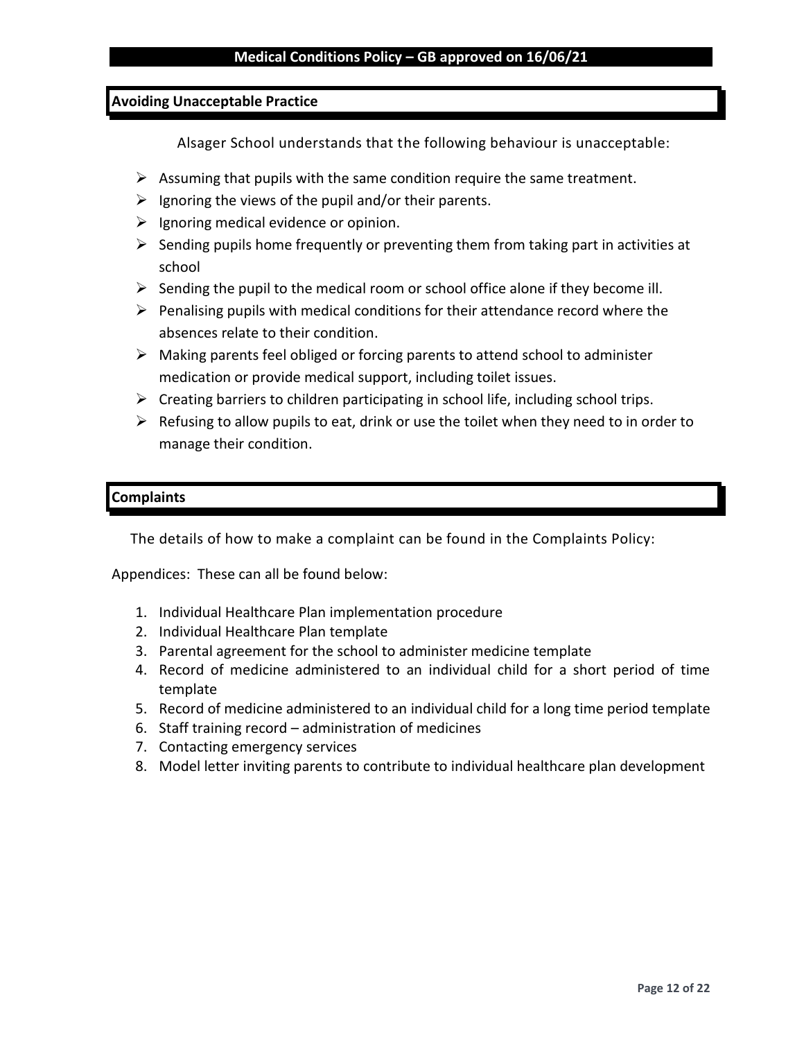## Avoiding Unacceptable Practice

Alsager School understands that the following behaviour is unacceptable:

- Assuming that pupils with the same condition require the same treatment.
- Ignoring the views of the pupil and/or their parents.
- Ignoring medical evidence or opinion.
- Sending pupils home frequently or preventing them from taking part in activities at school
- Sending the pupil to the medical room or school office alone if they become ill.
- Penalising pupils with medical conditions for their attendance record where the absences relate to their condition.
- Making parents feel obliged or forcing parents to attend school to administer medication or provide medical support, including toilet issues.
- Creating barriers to children participating in school life, including school trips.
- Refusing to allow pupils to eat, drink or use the toilet when they need to in order to manage their condition.

## Complaints

The details of how to make a complaint can be found in the Complaints Policy:

Appendices: These can all be found below:

1. Individual Healthcare Plan implementation procedure
2. Individual Healthcare Plan template
3. Parental agreement for the school to administer medicine template
4. Record of medicine administered to an individual child for a short period of time template
5. Record of medicine administered to an individual child for a long time period template
6. Staff training record – administration of medicines
7. Contacting emergency services
8. Model letter inviting parents to contribute to individual healthcare plan development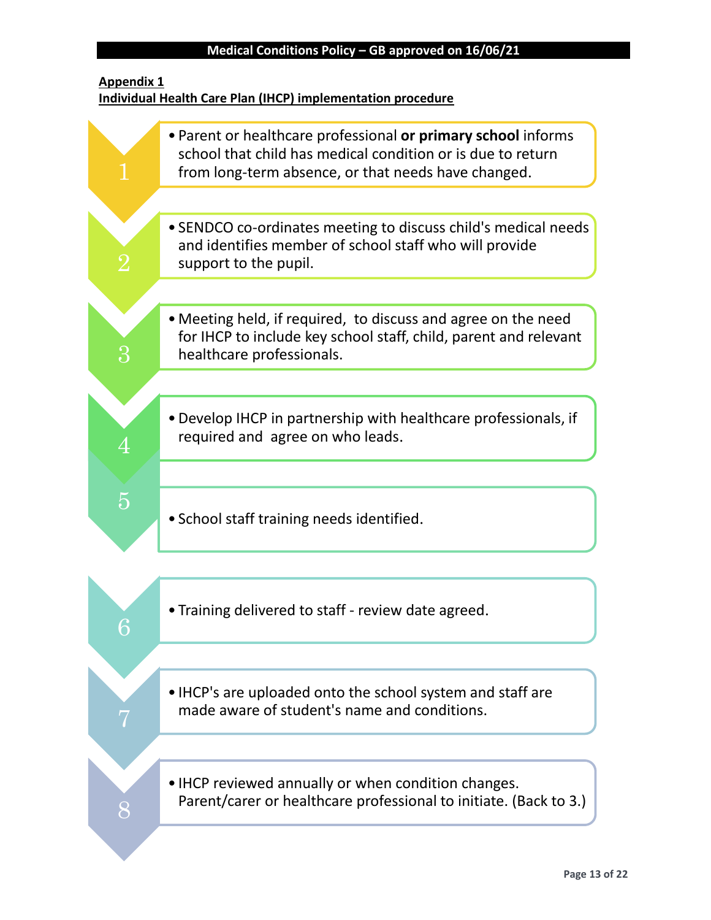**Appendix 1**

**Individual Health Care Plan (IHCP) implementation procedure**

1. Parent or healthcare professional **or primary school** informs school that child has medical condition or is due to return from long-term absence, or that needs have changed.
2. SENDCO co-ordinates meeting to discuss child's medical needs and identifies member of school staff who will provide support to the pupil.
3. Meeting held, if required, to discuss and agree on the need for IHCP to include key school staff, child, parent and relevant healthcare professionals.
4. Develop IHCP in partnership with healthcare professionals, if required and agree on who leads.
5. School staff training needs identified.
6. Training delivered to staff - review date agreed.
7. IHCP's are uploaded onto the school system and staff are made aware of student's name and conditions.
8. IHCP reviewed annually or when condition changes. Parent/carer or healthcare professional to initiate. (Back to 3.)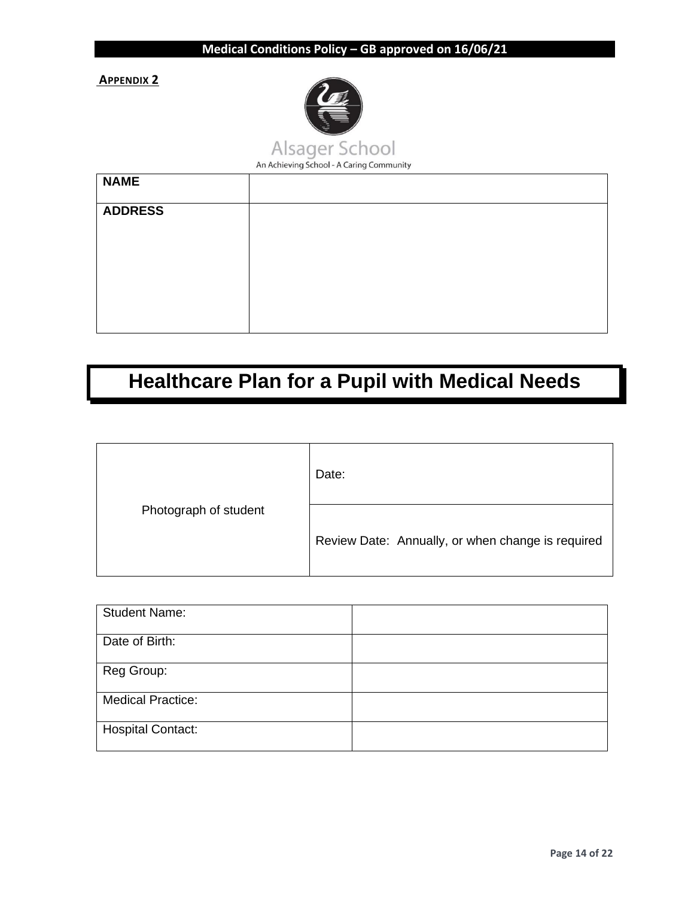**APPENDIX 2**

Alsager School

An Achieving School - A Caring Community

| NAME | |
|---|---|
| ADDRESS | |

# Healthcare Plan for a Pupil with Medical Needs

| Photograph of student | Date: |
|---|---|
| | Review Date: Annually, or when change is required |

| Student Name: | |
|---|---|
| Date of Birth: | |
| Reg Group: | |
| Medical Practice: | |
| Hospital Contact: | |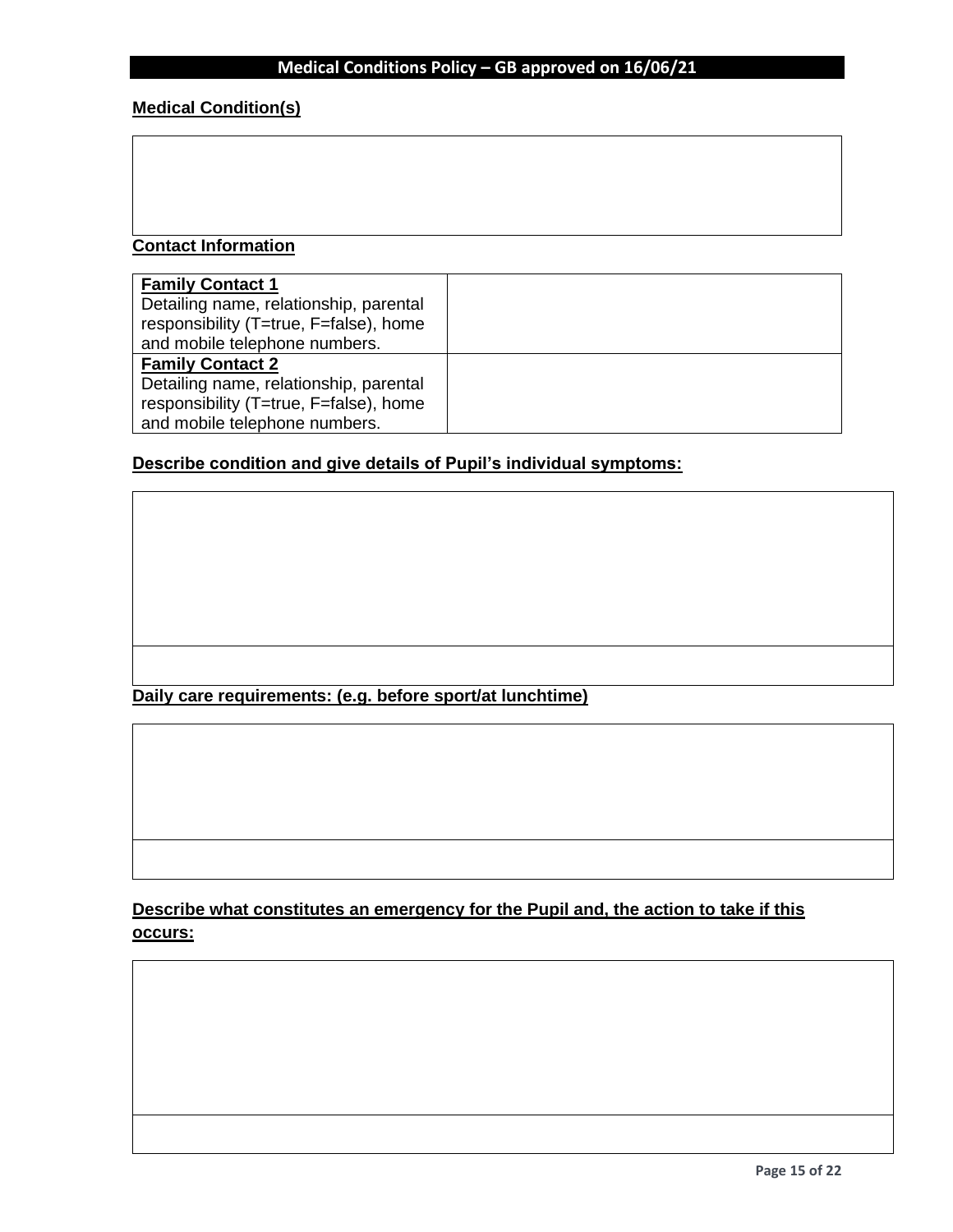**Medical Condition(s)**

| |
|---|
| |

**Contact Information**

| | |
|---|---|
| **Family Contact 1**<br>Detailing name, relationship, parental responsibility (T=true, F=false), home and mobile telephone numbers. | |
| **Family Contact 2**<br>Detailing name, relationship, parental responsibility (T=true, F=false), home and mobile telephone numbers. | |

**Describe condition and give details of Pupil's individual symptoms:**

| |
|---|
| |
| |

**Daily care requirements: (e.g. before sport/at lunchtime)**

| |
|---|
| |
| |

**Describe what constitutes an emergency for the Pupil and, the action to take if this occurs:**

| |
|---|
| |
| |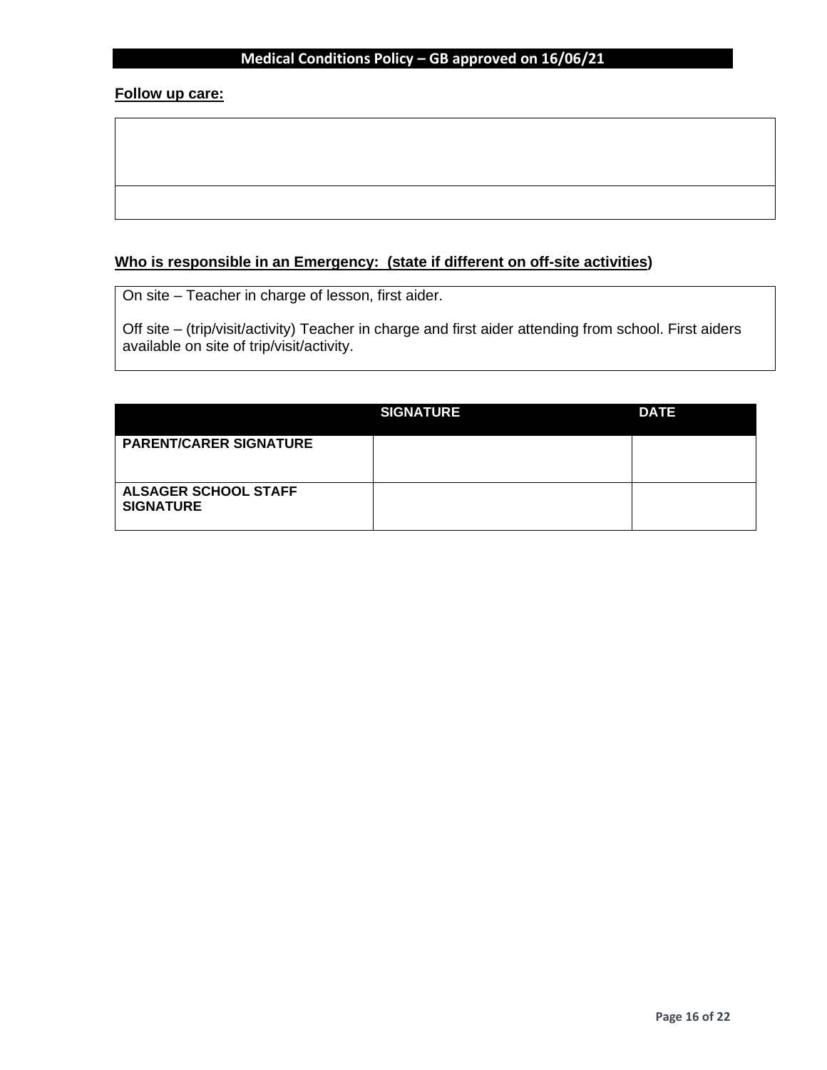**Follow up care:**

| |
|---|
| |
| |

**Who is responsible in an Emergency: (state if different on off-site activities)**

On site – Teacher in charge of lesson, first aider.

Off site – (trip/visit/activity) Teacher in charge and first aider attending from school. First aiders available on site of trip/visit/activity.

| | SIGNATURE | DATE |
|---|---|---|
| **PARENT/CARER SIGNATURE** | | |
| **ALSAGER SCHOOL STAFF SIGNATURE** | | |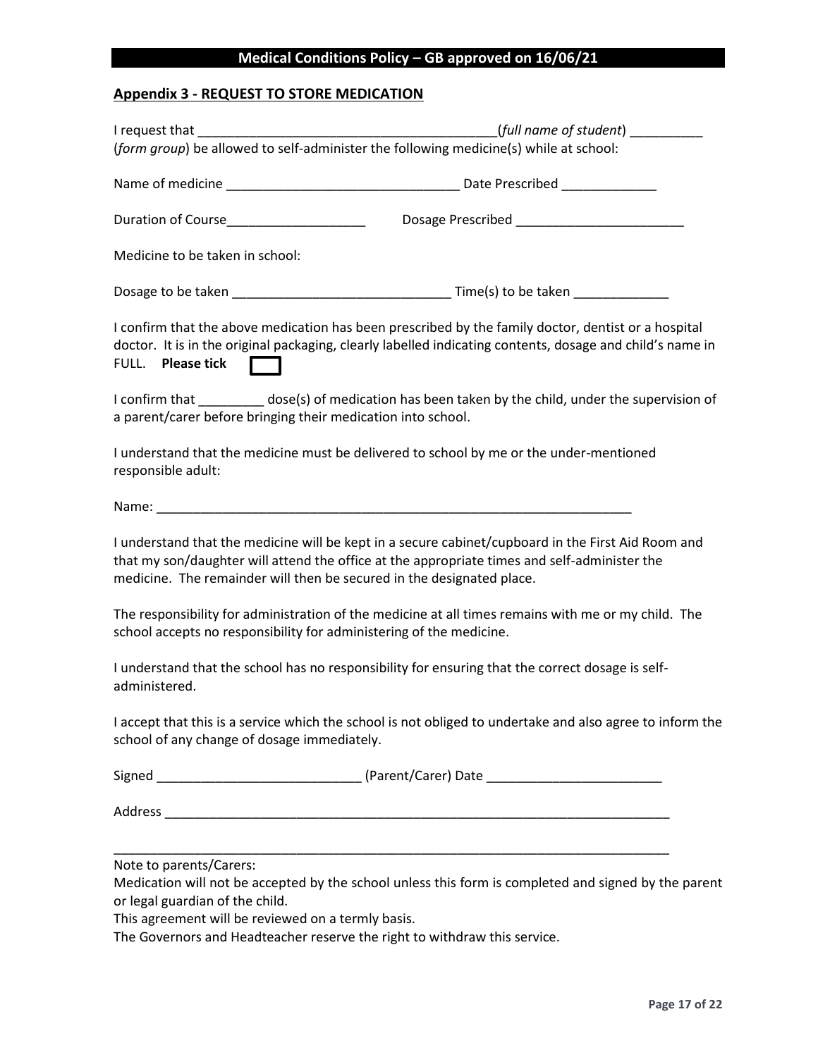## Appendix 3 - REQUEST TO STORE MEDICATION

I request that ________________________________________(*full name of student*) __________ (*form group*) be allowed to self-administer the following medicine(s) while at school:

Name of medicine _______________________________ Date Prescribed _____________

Duration of Course___________________ Dosage Prescribed _______________________

Medicine to be taken in school:

Dosage to be taken _____________________________ Time(s) to be taken _____________

I confirm that the above medication has been prescribed by the family doctor, dentist or a hospital doctor. It is in the original packaging, clearly labelled indicating contents, dosage and child's name in FULL. **Please tick** ☐

I confirm that _________ dose(s) of medication has been taken by the child, under the supervision of a parent/carer before bringing their medication into school.

I understand that the medicine must be delivered to school by me or the under-mentioned responsible adult:

Name: ____________________________________________________________________

I understand that the medicine will be kept in a secure cabinet/cupboard in the First Aid Room and that my son/daughter will attend the office at the appropriate times and self-administer the medicine. The remainder will then be secured in the designated place.

The responsibility for administration of the medicine at all times remains with me or my child. The school accepts no responsibility for administering of the medicine.

I understand that the school has no responsibility for ensuring that the correct dosage is self-administered.

I accept that this is a service which the school is not obliged to undertake and also agree to inform the school of any change of dosage immediately.

Signed ___________________________ (Parent/Carer) Date ________________________

Address _____________________________________________________________________

_____________________________________________________________________________

Note to parents/Carers:
Medication will not be accepted by the school unless this form is completed and signed by the parent or legal guardian of the child.
This agreement will be reviewed on a termly basis.
The Governors and Headteacher reserve the right to withdraw this service.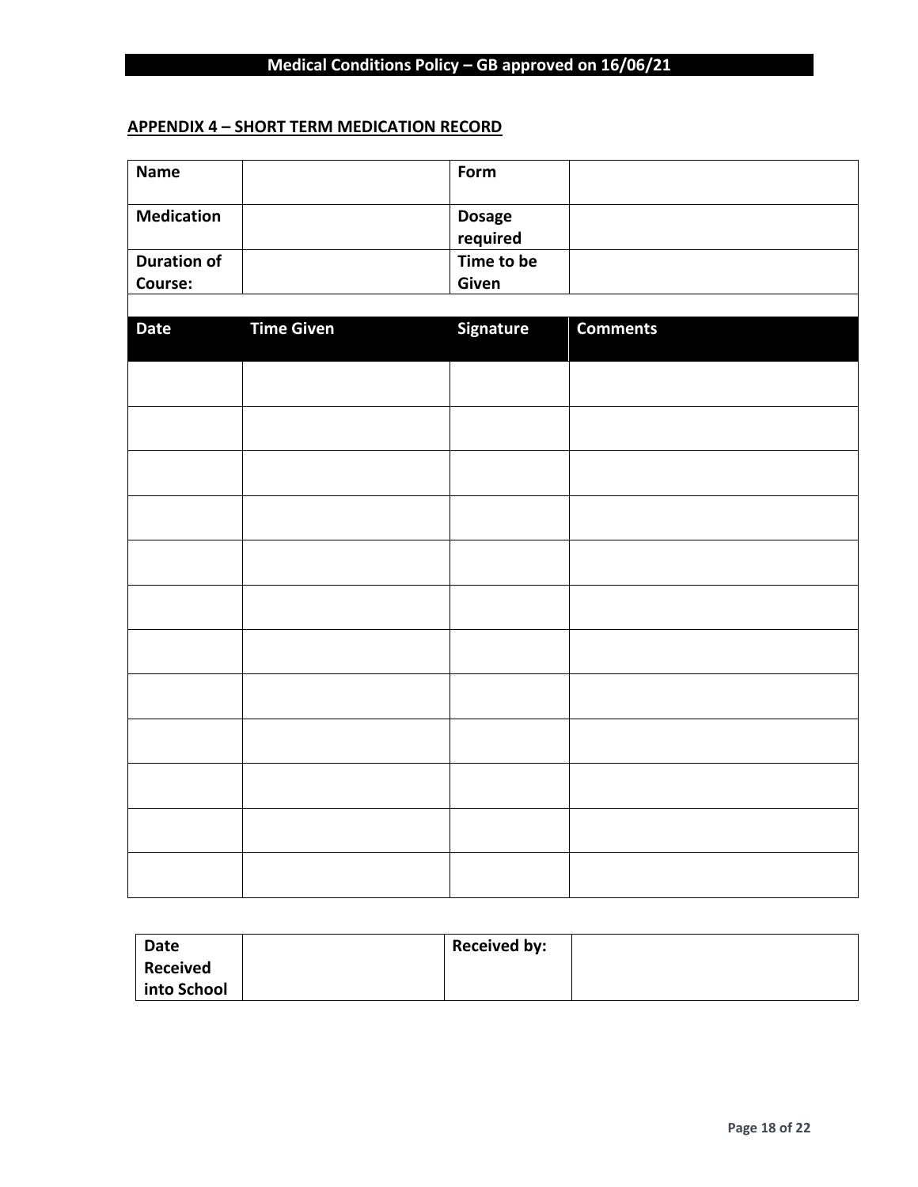## APPENDIX 4 – SHORT TERM MEDICATION RECORD

| **Name** | | **Form** | |
|---|---|---|---|
| **Medication** | | **Dosage required** | |
| **Duration of Course:** | | **Time to be Given** | |

| **Date** | **Time Given** | **Signature** | **Comments** |
|---|---|---|---|
| | | | |
| | | | |
| | | | |
| | | | |
| | | | |
| | | | |
| | | | |
| | | | |
| | | | |
| | | | |
| | | | |
| | | | |

| **Date Received into School** | | **Received by:** | |
|---|---|---|---|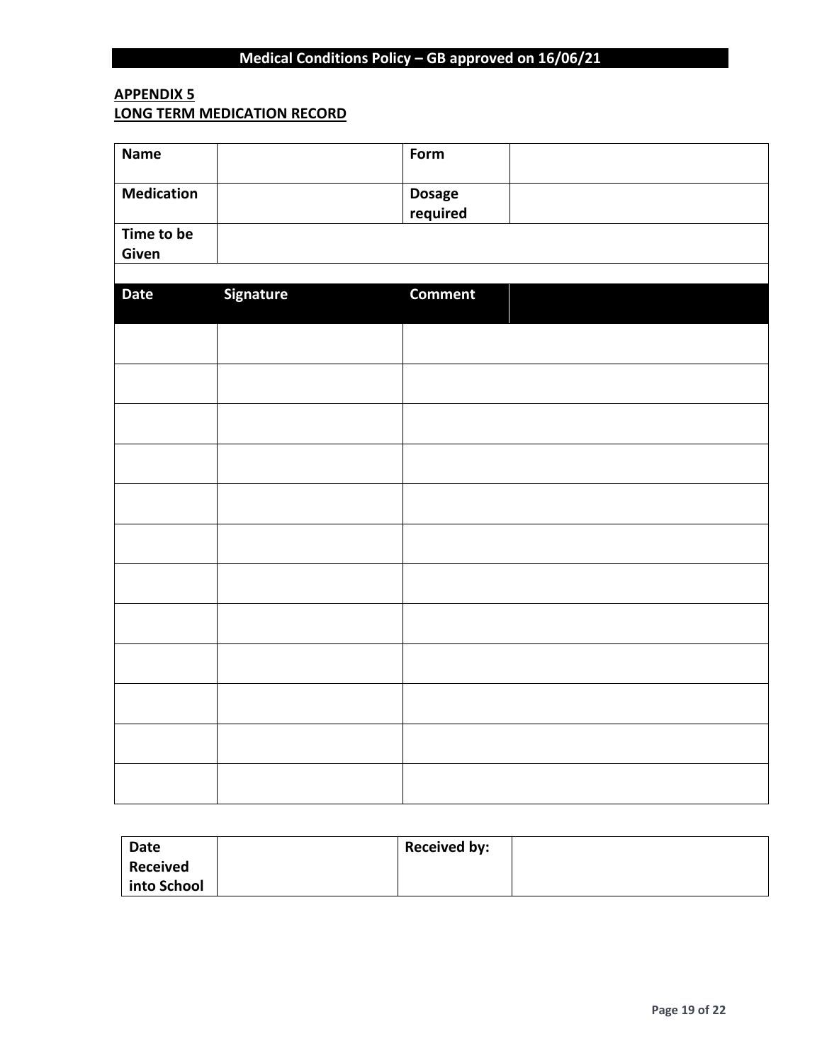## APPENDIX 5
## LONG TERM MEDICATION RECORD

| **Name** | | **Form** | |
|---|---|---|---|
| **Medication** | | **Dosage required** | |
| **Time to be Given** | | | |

| **Date** | **Signature** | **Comment** |
|---|---|---|
| | | |
| | | |
| | | |
| | | |
| | | |
| | | |
| | | |
| | | |
| | | |
| | | |
| | | |
| | | |

| **Date Received into School** | | **Received by:** | |
|---|---|---|---|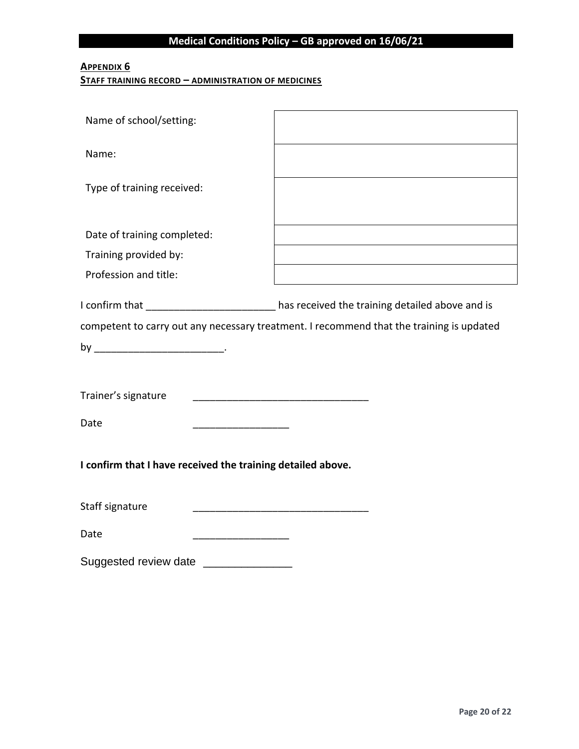## Appendix 6

### Staff training record – administration of medicines

| | |
|---|---|
| Name of school/setting: | |
| Name: | |
| Type of training received: | |
| Date of training completed: | |
| Training provided by: | |
| Profession and title: | |

I confirm that _______________________ has received the training detailed above and is competent to carry out any necessary treatment. I recommend that the training is updated by _______________________.

Trainer's signature _______________________________

Date _________________

**I confirm that I have received the training detailed above.**

Staff signature _______________________________

Date _________________

Suggested review date ______________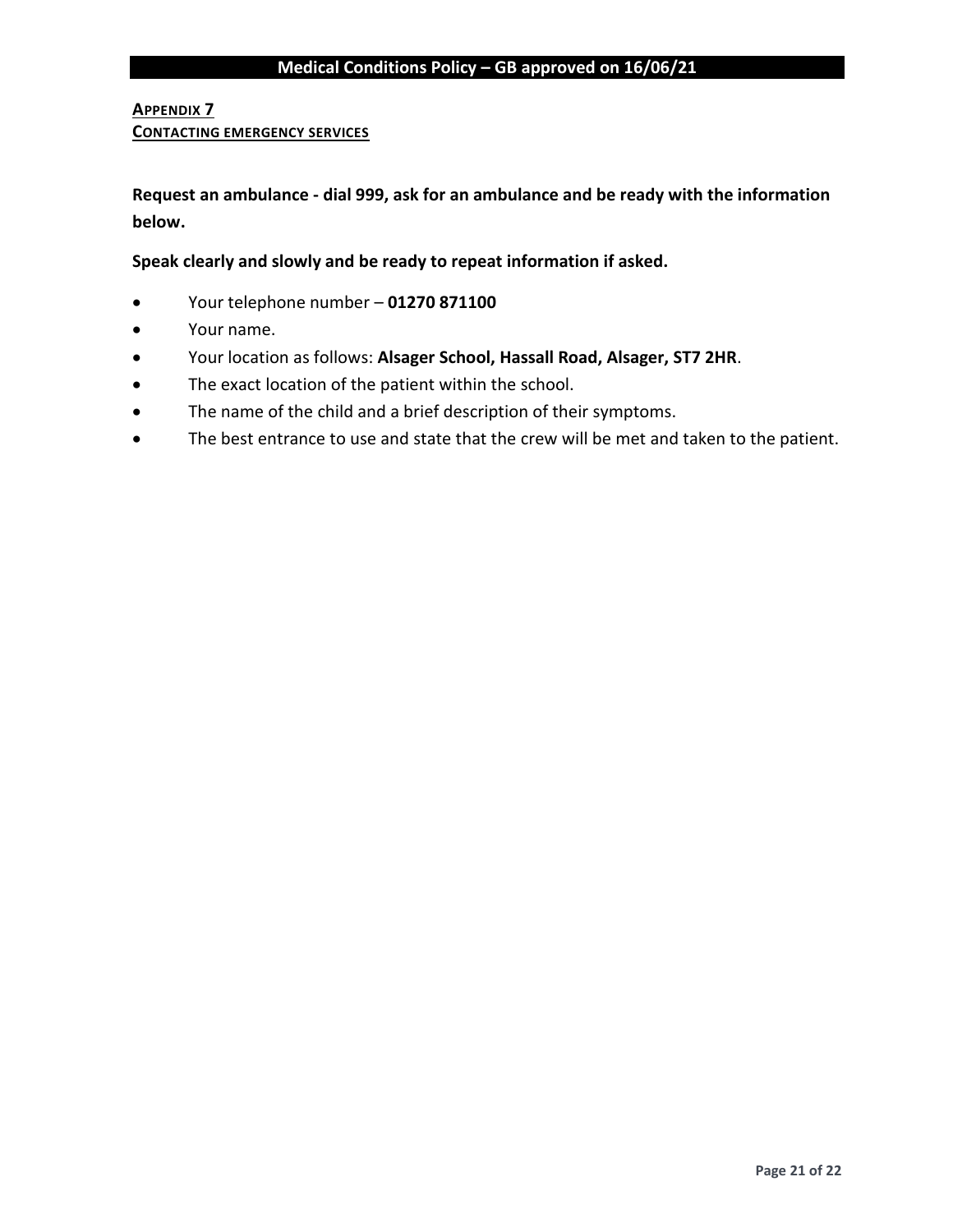## APPENDIX 7
### CONTACTING EMERGENCY SERVICES

**Request an ambulance - dial 999, ask for an ambulance and be ready with the information below.**

**Speak clearly and slowly and be ready to repeat information if asked.**

- Your telephone number – **01270 871100**
- Your name.
- Your location as follows: **Alsager School, Hassall Road, Alsager, ST7 2HR**.
- The exact location of the patient within the school.
- The name of the child and a brief description of their symptoms.
- The best entrance to use and state that the crew will be met and taken to the patient.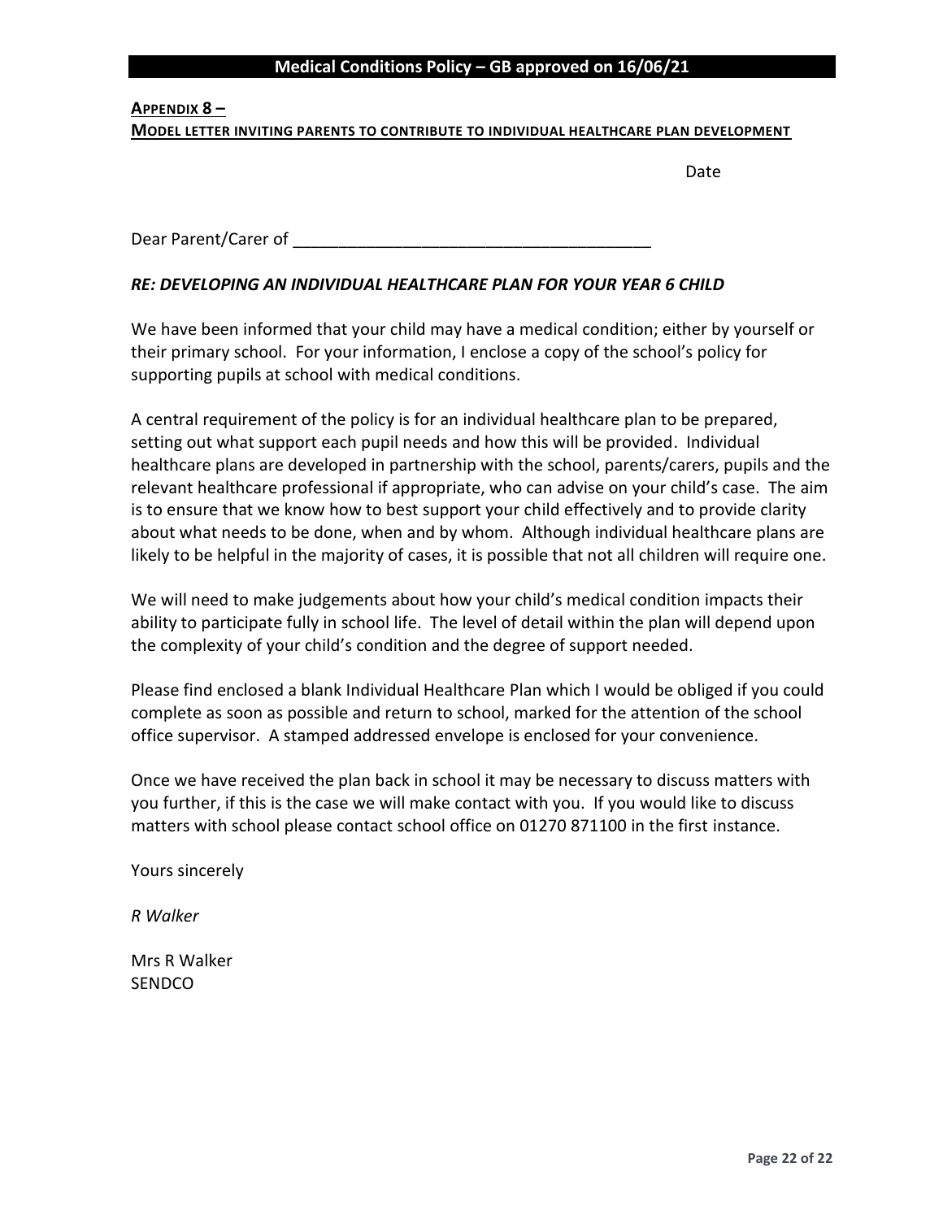## APPENDIX 8 –

**MODEL LETTER INVITING PARENTS TO CONTRIBUTE TO INDIVIDUAL HEALTHCARE PLAN DEVELOPMENT**

Date

Dear Parent/Carer of ______________________________________

***RE: DEVELOPING AN INDIVIDUAL HEALTHCARE PLAN FOR YOUR YEAR 6 CHILD***

We have been informed that your child may have a medical condition; either by yourself or their primary school. For your information, I enclose a copy of the school's policy for supporting pupils at school with medical conditions.

A central requirement of the policy is for an individual healthcare plan to be prepared, setting out what support each pupil needs and how this will be provided. Individual healthcare plans are developed in partnership with the school, parents/carers, pupils and the relevant healthcare professional if appropriate, who can advise on your child's case. The aim is to ensure that we know how to best support your child effectively and to provide clarity about what needs to be done, when and by whom. Although individual healthcare plans are likely to be helpful in the majority of cases, it is possible that not all children will require one.

We will need to make judgements about how your child's medical condition impacts their ability to participate fully in school life. The level of detail within the plan will depend upon the complexity of your child's condition and the degree of support needed.

Please find enclosed a blank Individual Healthcare Plan which I would be obliged if you could complete as soon as possible and return to school, marked for the attention of the school office supervisor. A stamped addressed envelope is enclosed for your convenience.

Once we have received the plan back in school it may be necessary to discuss matters with you further, if this is the case we will make contact with you. If you would like to discuss matters with school please contact school office on 01270 871100 in the first instance.

Yours sincerely

*R Walker*

Mrs R Walker
SENDCO